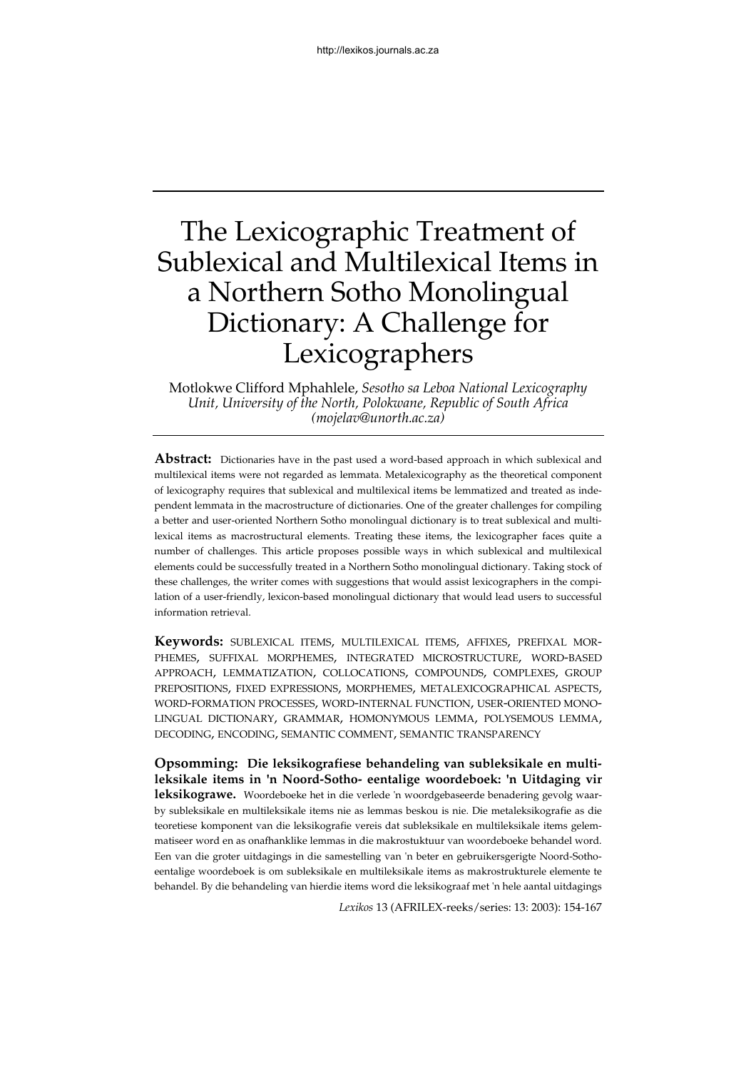# The Lexicographic Treatment of Sublexical and Multilexical Items in a Northern Sotho Monolingual Dictionary: A Challenge for Lexicographers

Motlokwe Clifford Mphahlele, *Sesotho sa Leboa National Lexicography Unit, University of the North, Polokwane, Republic of South Africa (mojelav@unorth.ac.za)*

**Abstract:** Dictionaries have in the past used a word-based approach in which sublexical and multilexical items were not regarded as lemmata. Metalexicography as the theoretical component of lexicography requires that sublexical and multilexical items be lemmatized and treated as independent lemmata in the macrostructure of dictionaries. One of the greater challenges for compiling a better and user-oriented Northern Sotho monolingual dictionary is to treat sublexical and multilexical items as macrostructural elements. Treating these items, the lexicographer faces quite a number of challenges. This article proposes possible ways in which sublexical and multilexical elements could be successfully treated in a Northern Sotho monolingual dictionary. Taking stock of these challenges, the writer comes with suggestions that would assist lexicographers in the compilation of a user-friendly, lexicon-based monolingual dictionary that would lead users to successful information retrieval.

**Keywords:** SUBLEXICAL ITEMS, MULTILEXICAL ITEMS, AFFIXES, PREFIXAL MORPHEMES, SUFFIXAL MORPHEMES, INTEGRATED MICROSTRUCTURE, WORD-BASED APPROACH, LEMMATIZATION, COLLOCATIONS, COMPOUNDS, COMPLEXES, GROUP PREPOSITIONS, FIXED EXPRESSIONS, MORPHEMES, METALEXICOGRAPHICAL ASPECTS, WORD-FORMATION PROCESSES, WORD-INTERNAL FUNCTION, USER-ORIENTED MONOLINGUAL DICTIONARY, GRAMMAR, HOMONYMOUS LEMMA, POLYSEMOUS LEMMA, DECODING, ENCODING, SEMANTIC COMMENT, SEMANTIC TRANSPARENCY

**Opsomming: Die leksikografiese behandeling van subleksikale en multileksikale items in 'n Noord-Sotho- eentalige woordeboek: 'n Uitdaging vir leksikograwe.** Woordeboeke het in die verlede 'n woordgebaseerde benadering gevolg waarby subleksikale en multileksikale items nie as lemmas beskou is nie. Die metaleksikografie as die teoretiese komponent van die leksikografie vereis dat subleksikale en multileksikale items gelemmatiseer word en as onafhanklike lemmas in die makrostuktuur van woordeboeke behandel word. Een van die groter uitdagings in die samestelling van 'n beter en gebruikersgerigte Noord-Sotho-eentalige woordeboek is om subleksikale en multileksikale items as makrostrukturele elemente te behandel. By die behandeling van hierdie items word die leksikograaf met 'n hele aantal uitdagings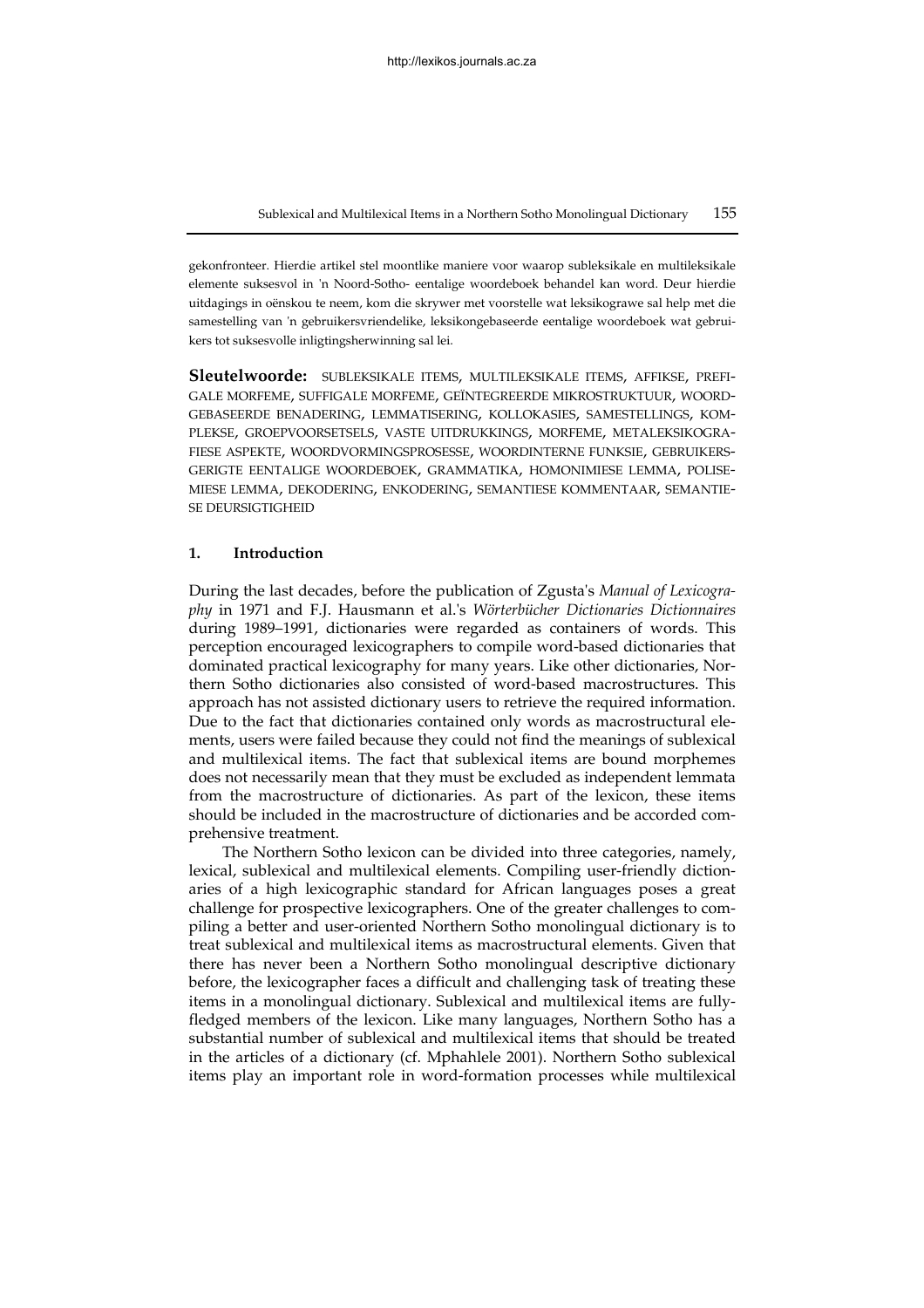gekonfronteer. Hierdie artikel stel moontlike maniere voor waarop subleksikale en multileksikale elemente suksesvol in 'n Noord-Sotho- eentalige woordeboek behandel kan word. Deur hierdie uitdagings in oënskou te neem, kom die skrywer met voorstelle wat leksikograwe sal help met die samestelling van 'n gebruikersvriendelike, leksikongebaseerde eentalige woordeboek wat gebruikers tot suksesvolle inligtingsherwinning sal lei.

**Sleutelwoorde:** SUBLEKSIKALE ITEMS, MULTILEKSIKALE ITEMS, AFFIKSE, PREFIGALE MORFEME, SUFFIGALE MORFEME, GEÏNTEGREERDE MIKROSTRUKTUUR, WOORDGEBASEERDE BENADERING, LEMMATISERING, KOLLOKASIES, SAMESTELLINGS, KOMPLEKSE, GROEPVOORSETSELS, VASTE UITDRUKKINGS, MORFEME, METALEKSIKOGRAFIESE ASPEKTE, WOORDVORMINGSPROSESSE, WOORDINTERNE FUNKSIE, GEBRUIKERSGERIGTE EENTALIGE WOORDEBOEK, GRAMMATIKA, HOMONIMIESE LEMMA, POLISEMIESE LEMMA, DEKODERING, ENKODERING, SEMANTIESE KOMMENTAAR, SEMANTIESE DEURSIGTIGHEID

## 1. Introduction

During the last decades, before the publication of Zgusta's *Manual of Lexicography* in 1971 and F.J. Hausmann et al.'s *Wörterbücher Dictionaries Dictionnaires* during 1989–1991, dictionaries were regarded as containers of words. This perception encouraged lexicographers to compile word-based dictionaries that dominated practical lexicography for many years. Like other dictionaries, Northern Sotho dictionaries also consisted of word-based macrostructures. This approach has not assisted dictionary users to retrieve the required information. Due to the fact that dictionaries contained only words as macrostructural elements, users were failed because they could not find the meanings of sublexical and multilexical items. The fact that sublexical items are bound morphemes does not necessarily mean that they must be excluded as independent lemmata from the macrostructure of dictionaries. As part of the lexicon, these items should be included in the macrostructure of dictionaries and be accorded comprehensive treatment.

The Northern Sotho lexicon can be divided into three categories, namely, lexical, sublexical and multilexical elements. Compiling user-friendly dictionaries of a high lexicographic standard for African languages poses a great challenge for prospective lexicographers. One of the greater challenges to compiling a better and user-oriented Northern Sotho monolingual dictionary is to treat sublexical and multilexical items as macrostructural elements. Given that there has never been a Northern Sotho monolingual descriptive dictionary before, the lexicographer faces a difficult and challenging task of treating these items in a monolingual dictionary. Sublexical and multilexical items are fully-fledged members of the lexicon. Like many languages, Northern Sotho has a substantial number of sublexical and multilexical items that should be treated in the articles of a dictionary (cf. Mphahlele 2001). Northern Sotho sublexical items play an important role in word-formation processes while multilexical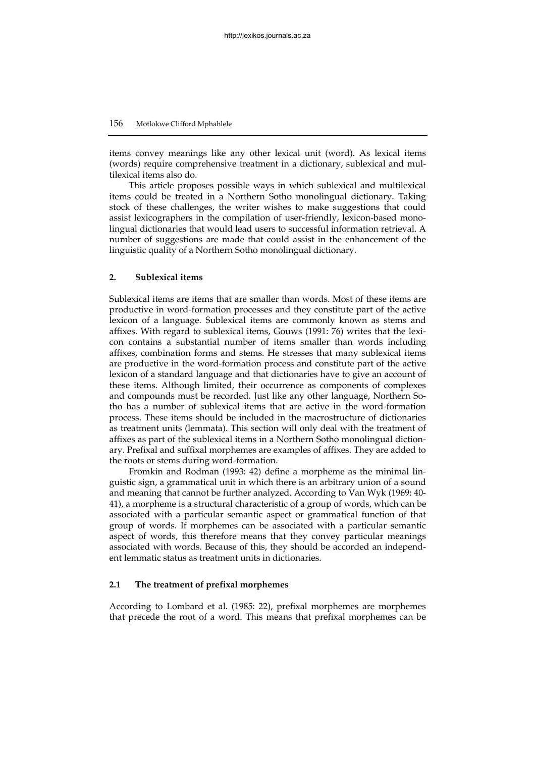items convey meanings like any other lexical unit (word). As lexical items (words) require comprehensive treatment in a dictionary, sublexical and multilexical items also do.

This article proposes possible ways in which sublexical and multilexical items could be treated in a Northern Sotho monolingual dictionary. Taking stock of these challenges, the writer wishes to make suggestions that could assist lexicographers in the compilation of user-friendly, lexicon-based monolingual dictionaries that would lead users to successful information retrieval. A number of suggestions are made that could assist in the enhancement of the linguistic quality of a Northern Sotho monolingual dictionary.

## 2. Sublexical items

Sublexical items are items that are smaller than words. Most of these items are productive in word-formation processes and they constitute part of the active lexicon of a language. Sublexical items are commonly known as stems and affixes. With regard to sublexical items, Gouws (1991: 76) writes that the lexicon contains a substantial number of items smaller than words including affixes, combination forms and stems. He stresses that many sublexical items are productive in the word-formation process and constitute part of the active lexicon of a standard language and that dictionaries have to give an account of these items. Although limited, their occurrence as components of complexes and compounds must be recorded. Just like any other language, Northern Sotho has a number of sublexical items that are active in the word-formation process. These items should be included in the macrostructure of dictionaries as treatment units (lemmata). This section will only deal with the treatment of affixes as part of the sublexical items in a Northern Sotho monolingual dictionary. Prefixal and suffixal morphemes are examples of affixes. They are added to the roots or stems during word-formation.

Fromkin and Rodman (1993: 42) define a morpheme as the minimal linguistic sign, a grammatical unit in which there is an arbitrary union of a sound and meaning that cannot be further analyzed. According to Van Wyk (1969: 40-41), a morpheme is a structural characteristic of a group of words, which can be associated with a particular semantic aspect or grammatical function of that group of words. If morphemes can be associated with a particular semantic aspect of words, this therefore means that they convey particular meanings associated with words. Because of this, they should be accorded an independent lemmatic status as treatment units in dictionaries.

### 2.1 The treatment of prefixal morphemes

According to Lombard et al. (1985: 22), prefixal morphemes are morphemes that precede the root of a word. This means that prefixal morphemes can be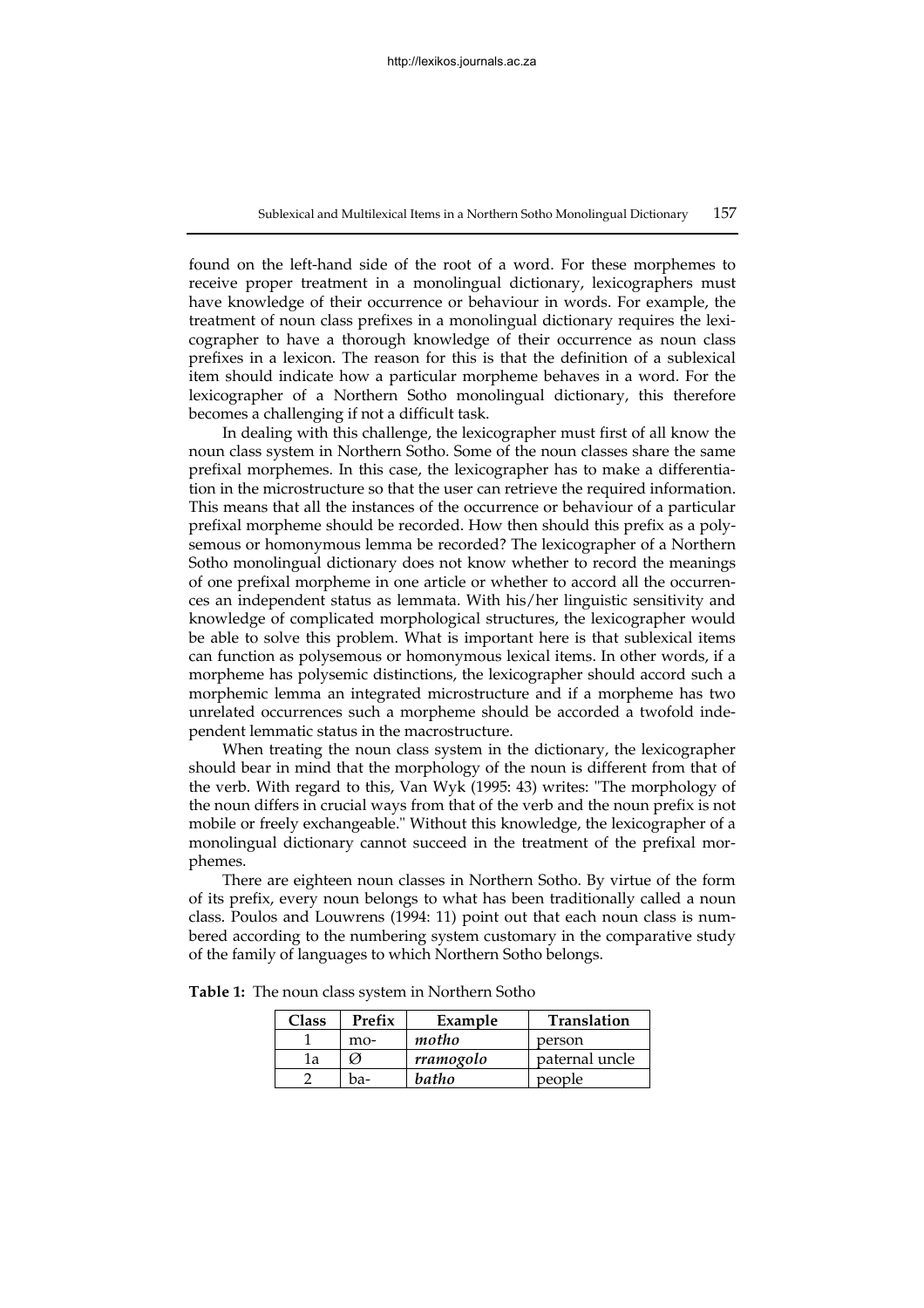found on the left-hand side of the root of a word. For these morphemes to receive proper treatment in a monolingual dictionary, lexicographers must have knowledge of their occurrence or behaviour in words. For example, the treatment of noun class prefixes in a monolingual dictionary requires the lexicographer to have a thorough knowledge of their occurrence as noun class prefixes in a lexicon. The reason for this is that the definition of a sublexical item should indicate how a particular morpheme behaves in a word. For the lexicographer of a Northern Sotho monolingual dictionary, this therefore becomes a challenging if not a difficult task.

In dealing with this challenge, the lexicographer must first of all know the noun class system in Northern Sotho. Some of the noun classes share the same prefixal morphemes. In this case, the lexicographer has to make a differentiation in the microstructure so that the user can retrieve the required information. This means that all the instances of the occurrence or behaviour of a particular prefixal morpheme should be recorded. How then should this prefix as a polysemous or homonymous lemma be recorded? The lexicographer of a Northern Sotho monolingual dictionary does not know whether to record the meanings of one prefixal morpheme in one article or whether to accord all the occurrences an independent status as lemmata. With his/her linguistic sensitivity and knowledge of complicated morphological structures, the lexicographer would be able to solve this problem. What is important here is that sublexical items can function as polysemous or homonymous lexical items. In other words, if a morpheme has polysemic distinctions, the lexicographer should accord such a morphemic lemma an integrated microstructure and if a morpheme has two unrelated occurrences such a morpheme should be accorded a twofold independent lemmatic status in the macrostructure.

When treating the noun class system in the dictionary, the lexicographer should bear in mind that the morphology of the noun is different from that of the verb. With regard to this, Van Wyk (1995: 43) writes: "The morphology of the noun differs in crucial ways from that of the verb and the noun prefix is not mobile or freely exchangeable." Without this knowledge, the lexicographer of a monolingual dictionary cannot succeed in the treatment of the prefixal morphemes.

There are eighteen noun classes in Northern Sotho. By virtue of the form of its prefix, every noun belongs to what has been traditionally called a noun class. Poulos and Louwrens (1994: 11) point out that each noun class is numbered according to the numbering system customary in the comparative study of the family of languages to which Northern Sotho belongs.

**Table 1:** The noun class system in Northern Sotho

| Class | Prefix | Example | Translation |
|---|---|---|---|
| 1 | mo- | ***motho*** | person |
| 1a | Ø | ***rramogolo*** | paternal uncle |
| 2 | ba- | ***batho*** | people |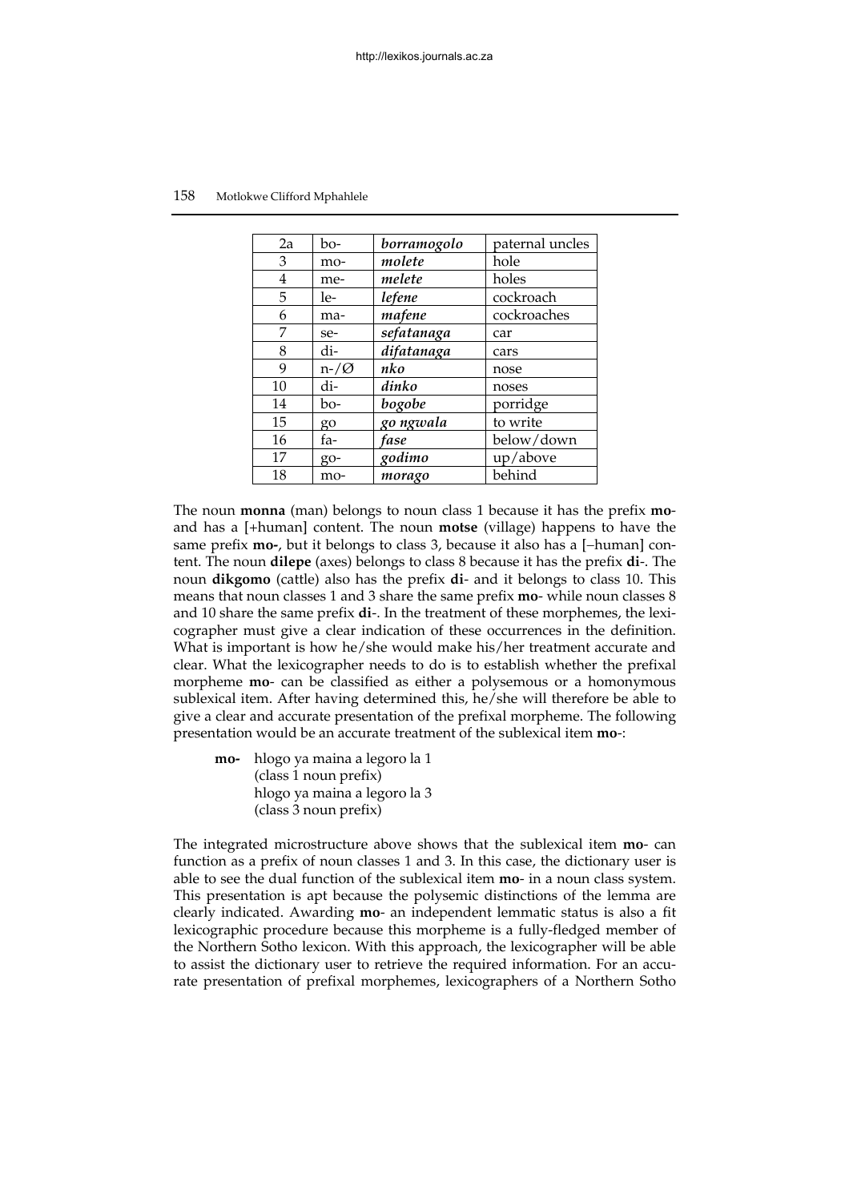| 2a | bo- | ***borramogolo*** | paternal uncles |
|---|---|---|---|
| 3 | mo- | ***molete*** | hole |
| 4 | me- | ***melete*** | holes |
| 5 | le- | ***lefene*** | cockroach |
| 6 | ma- | ***mafene*** | cockroaches |
| 7 | se- | ***sefatanaga*** | car |
| 8 | di- | ***difatanaga*** | cars |
| 9 | n-/Ø | ***nko*** | nose |
| 10 | di- | ***dinko*** | noses |
| 14 | bo- | ***bogobe*** | porridge |
| 15 | go | ***go ngwala*** | to write |
| 16 | fa- | ***fase*** | below/down |
| 17 | go- | ***godimo*** | up/above |
| 18 | mo- | ***morago*** | behind |

The noun **monna** (man) belongs to noun class 1 because it has the prefix **mo**- and has a [+human] content. The noun **motse** (village) happens to have the same prefix **mo-**, but it belongs to class 3, because it also has a [–human] content. The noun **dilepe** (axes) belongs to class 8 because it has the prefix **di**-. The noun **dikgomo** (cattle) also has the prefix **di**- and it belongs to class 10. This means that noun classes 1 and 3 share the same prefix **mo**- while noun classes 8 and 10 share the same prefix **di**-. In the treatment of these morphemes, the lexicographer must give a clear indication of these occurrences in the definition. What is important is how he/she would make his/her treatment accurate and clear. What the lexicographer needs to do is to establish whether the prefixal morpheme **mo**- can be classified as either a polysemous or a homonymous sublexical item. After having determined this, he/she will therefore be able to give a clear and accurate presentation of the prefixal morpheme. The following presentation would be an accurate treatment of the sublexical item **mo**-:

> **mo-** hlogo ya maina a legoro la 1
> (class 1 noun prefix)
> hlogo ya maina a legoro la 3
> (class 3 noun prefix)

The integrated microstructure above shows that the sublexical item **mo**- can function as a prefix of noun classes 1 and 3. In this case, the dictionary user is able to see the dual function of the sublexical item **mo**- in a noun class system. This presentation is apt because the polysemic distinctions of the lemma are clearly indicated. Awarding **mo**- an independent lemmatic status is also a fit lexicographic procedure because this morpheme is a fully-fledged member of the Northern Sotho lexicon. With this approach, the lexicographer will be able to assist the dictionary user to retrieve the required information. For an accurate presentation of prefixal morphemes, lexicographers of a Northern Sotho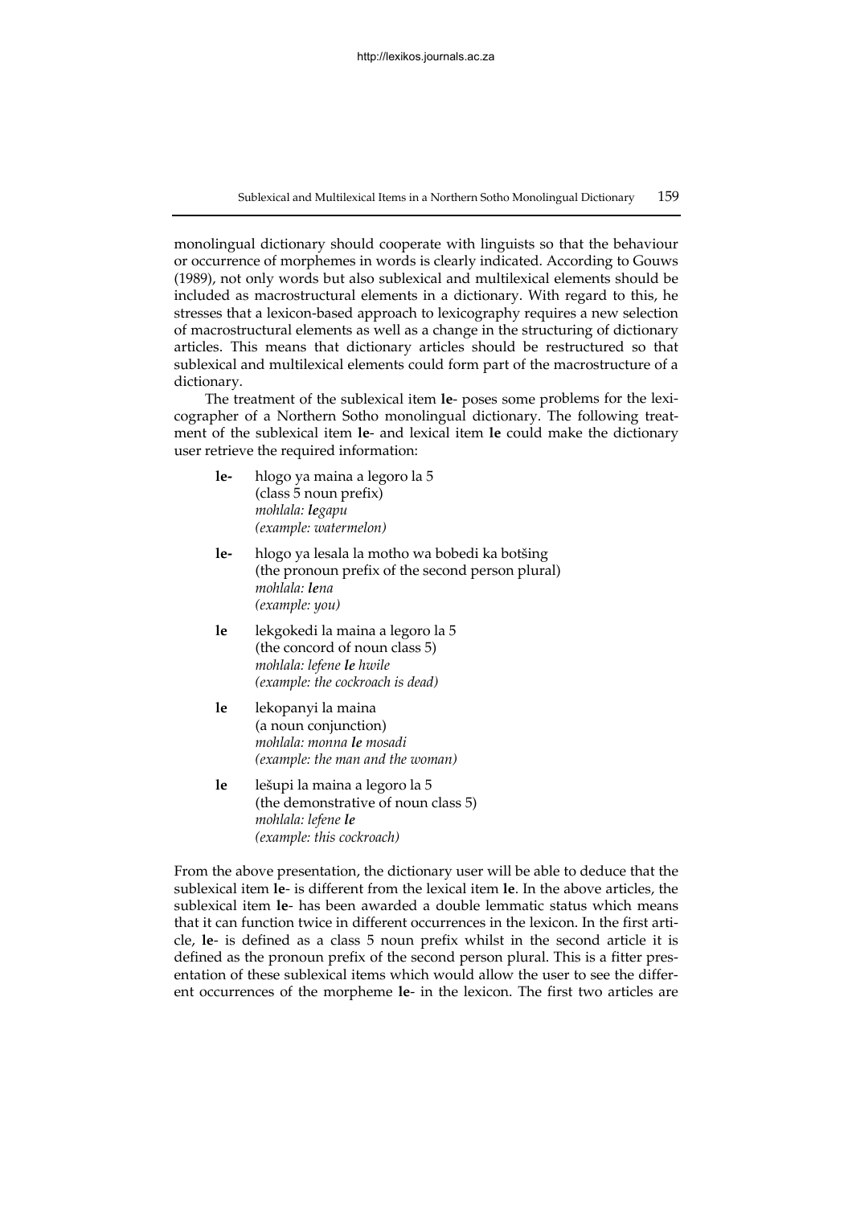monolingual dictionary should cooperate with linguists so that the behaviour or occurrence of morphemes in words is clearly indicated. According to Gouws (1989), not only words but also sublexical and multilexical elements should be included as macrostructural elements in a dictionary. With regard to this, he stresses that a lexicon-based approach to lexicography requires a new selection of macrostructural elements as well as a change in the structuring of dictionary articles. This means that dictionary articles should be restructured so that sublexical and multilexical elements could form part of the macrostructure of a dictionary.

The treatment of the sublexical item **le**- poses some problems for the lexicographer of a Northern Sotho monolingual dictionary. The following treatment of the sublexical item **le**- and lexical item **le** could make the dictionary user retrieve the required information:

> **le-** hlogo ya maina a legoro la 5
> (class 5 noun prefix)
> *mohlala:* ***le****gapu*
> *(example: watermelon)*
>
> **le-** hlogo ya lesala la motho wa bobedi ka botšing
> (the pronoun prefix of the second person plural)
> *mohlala:* ***le****na*
> *(example: you)*
>
> **le** lekgokedi la maina a legoro la 5
> (the concord of noun class 5)
> *mohlala: lefene* ***le*** *hwile*
> *(example: the cockroach is dead)*
>
> **le** lekopanyi la maina
> (a noun conjunction)
> *mohlala: monna* ***le*** *mosadi*
> *(example: the man and the woman)*
>
> **le** lešupi la maina a legoro la 5
> (the demonstrative of noun class 5)
> *mohlala: lefene* ***le***
> *(example: this cockroach)*

From the above presentation, the dictionary user will be able to deduce that the sublexical item **le**- is different from the lexical item **le**. In the above articles, the sublexical item **le**- has been awarded a double lemmatic status which means that it can function twice in different occurrences in the lexicon. In the first article, **le**- is defined as a class 5 noun prefix whilst in the second article it is defined as the pronoun prefix of the second person plural. This is a fitter presentation of these sublexical items which would allow the user to see the different occurrences of the morpheme **le**- in the lexicon. The first two articles are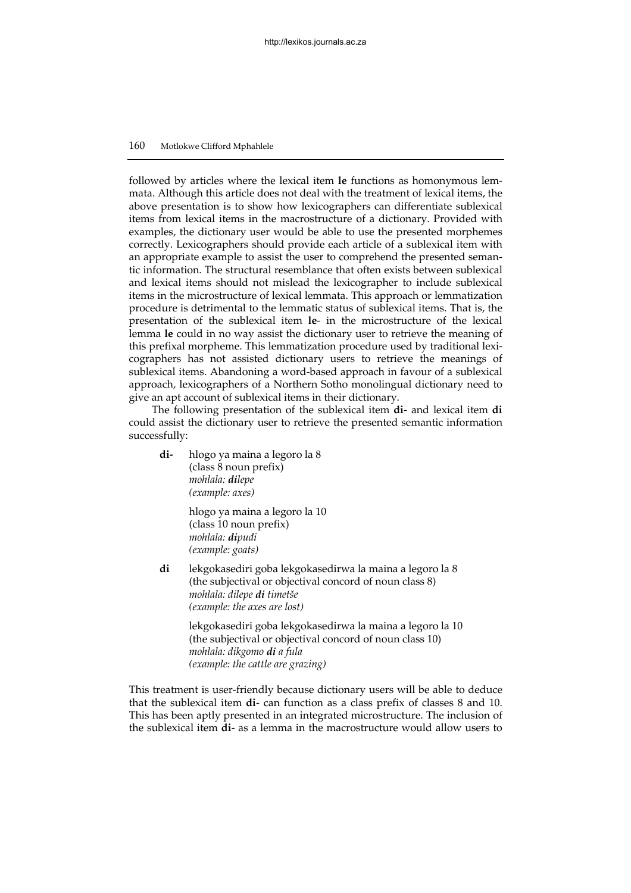followed by articles where the lexical item **le** functions as homonymous lemmata. Although this article does not deal with the treatment of lexical items, the above presentation is to show how lexicographers can differentiate sublexical items from lexical items in the macrostructure of a dictionary. Provided with examples, the dictionary user would be able to use the presented morphemes correctly. Lexicographers should provide each article of a sublexical item with an appropriate example to assist the user to comprehend the presented semantic information. The structural resemblance that often exists between sublexical and lexical items should not mislead the lexicographer to include sublexical items in the microstructure of lexical lemmata. This approach or lemmatization procedure is detrimental to the lemmatic status of sublexical items. That is, the presentation of the sublexical item **le**- in the microstructure of the lexical lemma **le** could in no way assist the dictionary user to retrieve the meaning of this prefixal morpheme. This lemmatization procedure used by traditional lexicographers has not assisted dictionary users to retrieve the meanings of sublexical items. Abandoning a word-based approach in favour of a sublexical approach, lexicographers of a Northern Sotho monolingual dictionary need to give an apt account of sublexical items in their dictionary.

The following presentation of the sublexical item **di**- and lexical item **di** could assist the dictionary user to retrieve the presented semantic information successfully:

> **di-** hlogo ya maina a legoro la 8
> (class 8 noun prefix)
> *mohlala: **di**lepe*
> *(example: axes)*
>
> hlogo ya maina a legoro la 10
> (class 10 noun prefix)
> *mohlala: **di**pudi*
> *(example: goats)*
>
> **di** lekgokasediri goba lekgokasedirwa la maina a legoro la 8
> (the subjectival or objectival concord of noun class 8)
> *mohlala: dilepe **di** timetše*
> *(example: the axes are lost)*
>
> lekgokasediri goba lekgokasedirwa la maina a legoro la 10
> (the subjectival or objectival concord of noun class 10)
> *mohlala: dikgomo **di** a fula*
> *(example: the cattle are grazing)*

This treatment is user-friendly because dictionary users will be able to deduce that the sublexical item **di**- can function as a class prefix of classes 8 and 10. This has been aptly presented in an integrated microstructure. The inclusion of the sublexical item **di**- as a lemma in the macrostructure would allow users to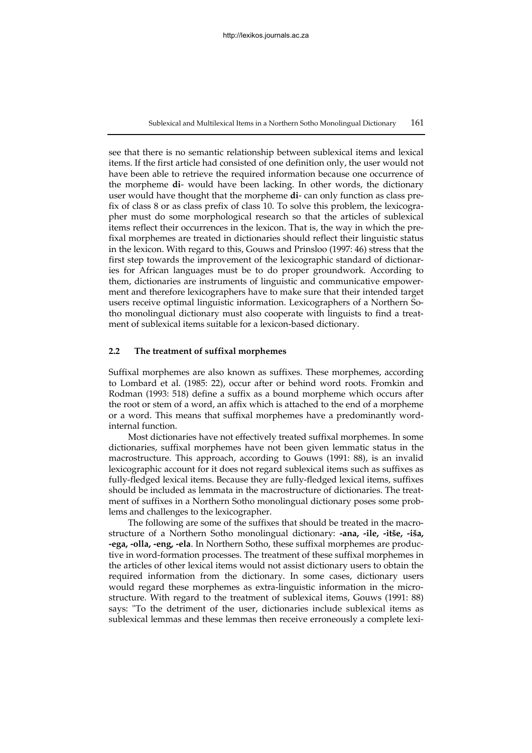see that there is no semantic relationship between sublexical items and lexical items. If the first article had consisted of one definition only, the user would not have been able to retrieve the required information because one occurrence of the morpheme **di**- would have been lacking. In other words, the dictionary user would have thought that the morpheme **di**- can only function as class prefix of class 8 or as class prefix of class 10. To solve this problem, the lexicographer must do some morphological research so that the articles of sublexical items reflect their occurrences in the lexicon. That is, the way in which the prefixal morphemes are treated in dictionaries should reflect their linguistic status in the lexicon. With regard to this, Gouws and Prinsloo (1997: 46) stress that the first step towards the improvement of the lexicographic standard of dictionaries for African languages must be to do proper groundwork. According to them, dictionaries are instruments of linguistic and communicative empowerment and therefore lexicographers have to make sure that their intended target users receive optimal linguistic information. Lexicographers of a Northern Sotho monolingual dictionary must also cooperate with linguists to find a treatment of sublexical items suitable for a lexicon-based dictionary.

## 2.2 The treatment of suffixal morphemes

Suffixal morphemes are also known as suffixes. These morphemes, according to Lombard et al. (1985: 22), occur after or behind word roots. Fromkin and Rodman (1993: 518) define a suffix as a bound morpheme which occurs after the root or stem of a word, an affix which is attached to the end of a morpheme or a word. This means that suffixal morphemes have a predominantly word-internal function.

Most dictionaries have not effectively treated suffixal morphemes. In some dictionaries, suffixal morphemes have not been given lemmatic status in the macrostructure. This approach, according to Gouws (1991: 88), is an invalid lexicographic account for it does not regard sublexical items such as suffixes as fully-fledged lexical items. Because they are fully-fledged lexical items, suffixes should be included as lemmata in the macrostructure of dictionaries. The treatment of suffixes in a Northern Sotho monolingual dictionary poses some problems and challenges to the lexicographer.

The following are some of the suffixes that should be treated in the macrostructure of a Northern Sotho monolingual dictionary: **-ana, -ile, -itše, -iša, -ega, -olla, -eng, -ela**. In Northern Sotho, these suffixal morphemes are productive in word-formation processes. The treatment of these suffixal morphemes in the articles of other lexical items would not assist dictionary users to obtain the required information from the dictionary. In some cases, dictionary users would regard these morphemes as extra-linguistic information in the microstructure. With regard to the treatment of sublexical items, Gouws (1991: 88) says: "To the detriment of the user, dictionaries include sublexical items as sublexical lemmas and these lemmas then receive erroneously a complete lexi-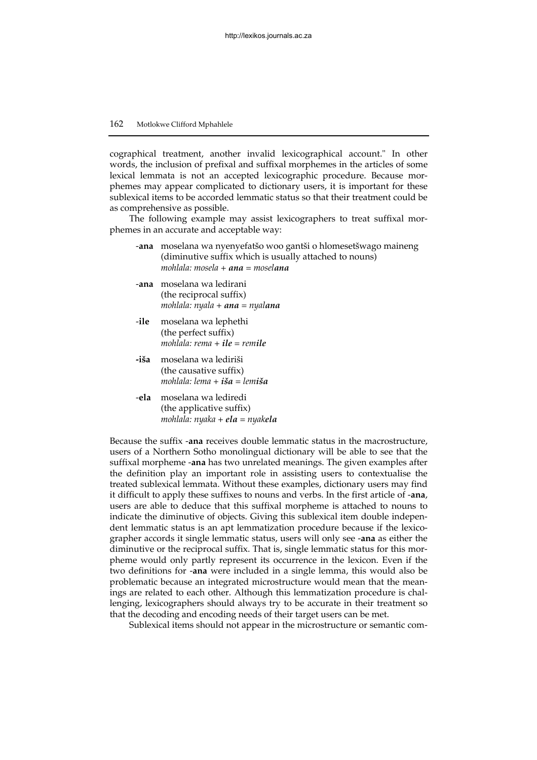cographical treatment, another invalid lexicographical account." In other words, the inclusion of prefixal and suffixal morphemes in the articles of some lexical lemmata is not an accepted lexicographic procedure. Because morphemes may appear complicated to dictionary users, it is important for these sublexical items to be accorded lemmatic status so that their treatment could be as comprehensive as possible.

The following example may assist lexicographers to treat suffixal morphemes in an accurate and acceptable way:

> -**ana** moselana wa nyenyefatšo woo gantši o hlomesetšwago maineng (diminutive suffix which is usually attached to nouns)
> *mohlala: mosela +* ***ana*** *= mosel**ana***
>
> -**ana** moselana wa ledirani
> (the reciprocal suffix)
> *mohlala: nyala +* ***ana*** *= nyal**ana***
>
> -**ile** moselana wa lephethi
> (the perfect suffix)
> *mohlala: rema +* ***ile*** *= rem**ile***
>
> **-iša** moselana wa lediriši
> (the causative suffix)
> *mohlala: lema +* ***iša*** *= lem**iša***
>
> -**ela** moselana wa lediredi
> (the applicative suffix)
> *mohlala: nyaka +* ***ela*** *= nyak**ela***

Because the suffix -**ana** receives double lemmatic status in the macrostructure, users of a Northern Sotho monolingual dictionary will be able to see that the suffixal morpheme -**ana** has two unrelated meanings. The given examples after the definition play an important role in assisting users to contextualise the treated sublexical lemmata. Without these examples, dictionary users may find it difficult to apply these suffixes to nouns and verbs. In the first article of -**ana**, users are able to deduce that this suffixal morpheme is attached to nouns to indicate the diminutive of objects. Giving this sublexical item double independent lemmatic status is an apt lemmatization procedure because if the lexicographer accords it single lemmatic status, users will only see -**ana** as either the diminutive or the reciprocal suffix. That is, single lemmatic status for this morpheme would only partly represent its occurrence in the lexicon. Even if the two definitions for -**ana** were included in a single lemma, this would also be problematic because an integrated microstructure would mean that the meanings are related to each other. Although this lemmatization procedure is challenging, lexicographers should always try to be accurate in their treatment so that the decoding and encoding needs of their target users can be met.

Sublexical items should not appear in the microstructure or semantic com-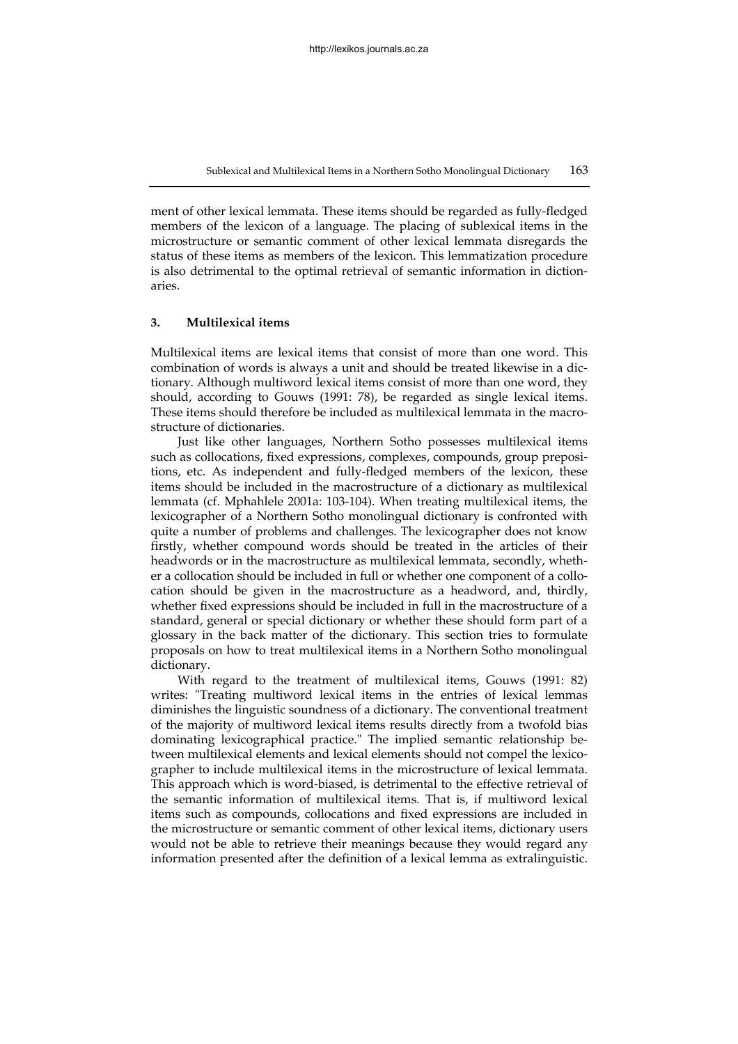ment of other lexical lemmata. These items should be regarded as fully-fledged members of the lexicon of a language. The placing of sublexical items in the microstructure or semantic comment of other lexical lemmata disregards the status of these items as members of the lexicon. This lemmatization procedure is also detrimental to the optimal retrieval of semantic information in dictionaries.

## 3. Multilexical items

Multilexical items are lexical items that consist of more than one word. This combination of words is always a unit and should be treated likewise in a dictionary. Although multiword lexical items consist of more than one word, they should, according to Gouws (1991: 78), be regarded as single lexical items. These items should therefore be included as multilexical lemmata in the macrostructure of dictionaries.

Just like other languages, Northern Sotho possesses multilexical items such as collocations, fixed expressions, complexes, compounds, group prepositions, etc. As independent and fully-fledged members of the lexicon, these items should be included in the macrostructure of a dictionary as multilexical lemmata (cf. Mphahlele 2001a: 103-104). When treating multilexical items, the lexicographer of a Northern Sotho monolingual dictionary is confronted with quite a number of problems and challenges. The lexicographer does not know firstly, whether compound words should be treated in the articles of their headwords or in the macrostructure as multilexical lemmata, secondly, whether a collocation should be included in full or whether one component of a collocation should be given in the macrostructure as a headword, and, thirdly, whether fixed expressions should be included in full in the macrostructure of a standard, general or special dictionary or whether these should form part of a glossary in the back matter of the dictionary. This section tries to formulate proposals on how to treat multilexical items in a Northern Sotho monolingual dictionary.

With regard to the treatment of multilexical items, Gouws (1991: 82) writes: "Treating multiword lexical items in the entries of lexical lemmas diminishes the linguistic soundness of a dictionary. The conventional treatment of the majority of multiword lexical items results directly from a twofold bias dominating lexicographical practice." The implied semantic relationship between multilexical elements and lexical elements should not compel the lexicographer to include multilexical items in the microstructure of lexical lemmata. This approach which is word-biased, is detrimental to the effective retrieval of the semantic information of multilexical items. That is, if multiword lexical items such as compounds, collocations and fixed expressions are included in the microstructure or semantic comment of other lexical items, dictionary users would not be able to retrieve their meanings because they would regard any information presented after the definition of a lexical lemma as extralinguistic.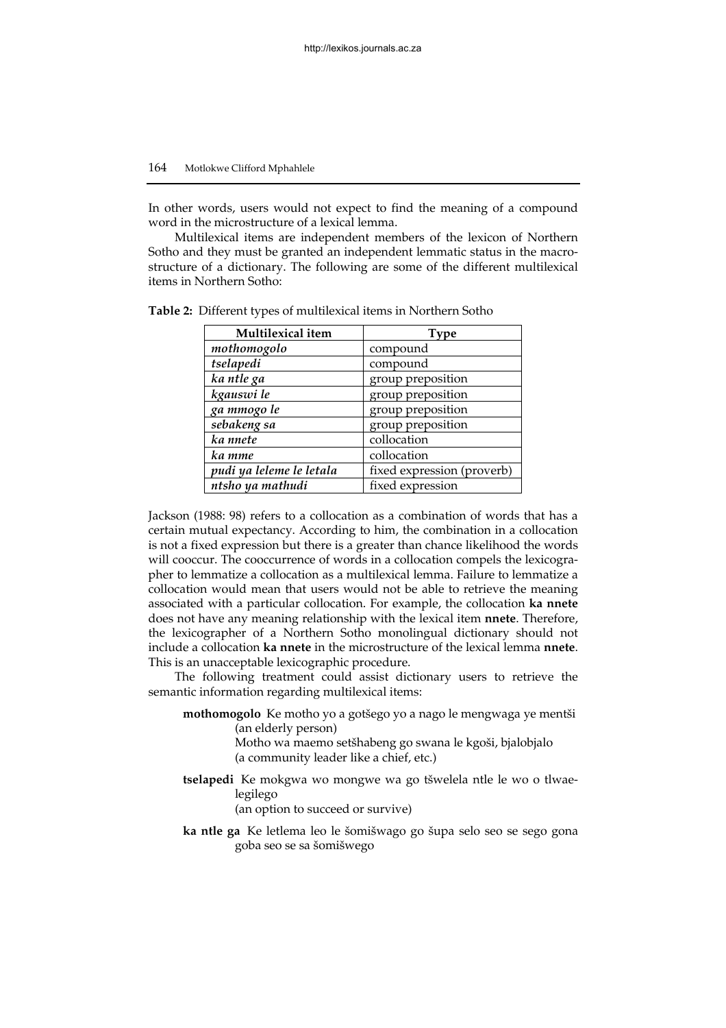In other words, users would not expect to find the meaning of a compound word in the microstructure of a lexical lemma.

Multilexical items are independent members of the lexicon of Northern Sotho and they must be granted an independent lemmatic status in the macrostructure of a dictionary. The following are some of the different multilexical items in Northern Sotho:

**Table 2:** Different types of multilexical items in Northern Sotho

| Multilexical item | Type |
|---|---|
| *mothomogolo* | compound |
| *tselapedi* | compound |
| *ka ntle ga* | group preposition |
| *kgauswi le* | group preposition |
| *ga mmogo le* | group preposition |
| *sebakeng sa* | group preposition |
| *ka nnete* | collocation |
| *ka mme* | collocation |
| *pudi ya leleme le letala* | fixed expression (proverb) |
| *ntsho ya mathudi* | fixed expression |

Jackson (1988: 98) refers to a collocation as a combination of words that has a certain mutual expectancy. According to him, the combination in a collocation is not a fixed expression but there is a greater than chance likelihood the words will cooccur. The cooccurrence of words in a collocation compels the lexicographer to lemmatize a collocation as a multilexical lemma. Failure to lemmatize a collocation would mean that users would not be able to retrieve the meaning associated with a particular collocation. For example, the collocation **ka nnete** does not have any meaning relationship with the lexical item **nnete**. Therefore, the lexicographer of a Northern Sotho monolingual dictionary should not include a collocation **ka nnete** in the microstructure of the lexical lemma **nnete**. This is an unacceptable lexicographic procedure.

The following treatment could assist dictionary users to retrieve the semantic information regarding multilexical items:

> **mothomogolo** Ke motho yo a gotšego yo a nago le mengwaga ye mentši (an elderly person)
> Motho wa maemo setšhabeng go swana le kgoši, bjalobjalo (a community leader like a chief, etc.)
>
> **tselapedi** Ke mokgwa wo mongwe wa go tšwelela ntle le wo o tlwaelegilego (an option to succeed or survive)
>
> **ka ntle ga** Ke letlema leo le šomišwago go šupa selo seo se sego gona goba seo se sa šomišwego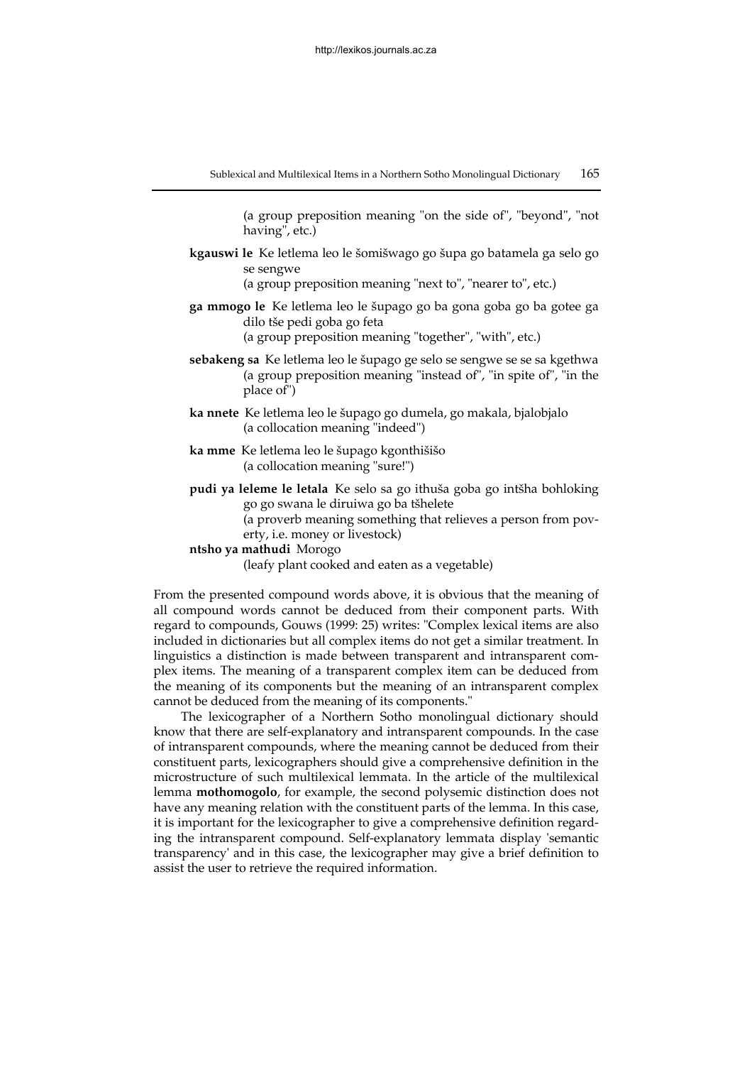(a group preposition meaning "on the side of", "beyond", "not having", etc.)

**kgauswi le** Ke letlema leo le šomišwago go šupa go batamela ga selo go se sengwe
(a group preposition meaning "next to", "nearer to", etc.)

**ga mmogo le** Ke letlema leo le šupago go ba gona goba go ba gotee ga dilo tše pedi goba go feta
(a group preposition meaning "together", "with", etc.)

**sebakeng sa** Ke letlema leo le šupago ge selo se sengwe se se sa kgethwa
(a group preposition meaning "instead of", "in spite of", "in the place of")

**ka nnete** Ke letlema leo le šupago go dumela, go makala, bjalobjalo
(a collocation meaning "indeed")

**ka mme** Ke letlema leo le šupago kgonthišišo
(a collocation meaning "sure!")

**pudi ya leleme le letala** Ke selo sa go ithuša goba go intšha bohloking go go swana le diruiwa go ba tšhelete
(a proverb meaning something that relieves a person from poverty, i.e. money or livestock)

**ntsho ya mathudi** Morogo
(leafy plant cooked and eaten as a vegetable)

From the presented compound words above, it is obvious that the meaning of all compound words cannot be deduced from their component parts. With regard to compounds, Gouws (1999: 25) writes: "Complex lexical items are also included in dictionaries but all complex items do not get a similar treatment. In linguistics a distinction is made between transparent and intransparent complex items. The meaning of a transparent complex item can be deduced from the meaning of its components but the meaning of an intransparent complex cannot be deduced from the meaning of its components."

The lexicographer of a Northern Sotho monolingual dictionary should know that there are self-explanatory and intransparent compounds. In the case of intransparent compounds, where the meaning cannot be deduced from their constituent parts, lexicographers should give a comprehensive definition in the microstructure of such multilexical lemmata. In the article of the multilexical lemma **mothomogolo**, for example, the second polysemic distinction does not have any meaning relation with the constituent parts of the lemma. In this case, it is important for the lexicographer to give a comprehensive definition regarding the intransparent compound. Self-explanatory lemmata display 'semantic transparency' and in this case, the lexicographer may give a brief definition to assist the user to retrieve the required information.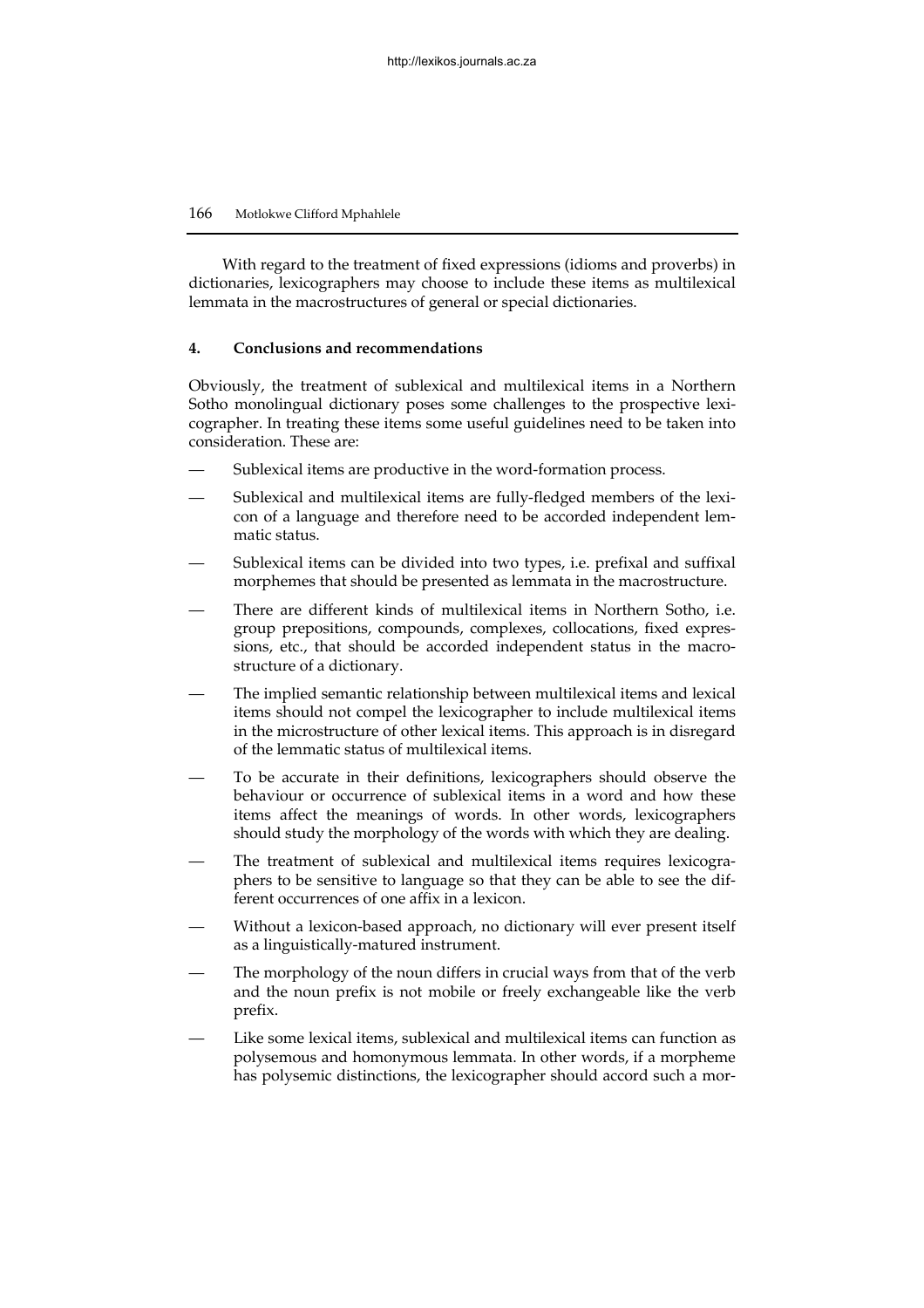With regard to the treatment of fixed expressions (idioms and proverbs) in dictionaries, lexicographers may choose to include these items as multilexical lemmata in the macrostructures of general or special dictionaries.

## 4. Conclusions and recommendations

Obviously, the treatment of sublexical and multilexical items in a Northern Sotho monolingual dictionary poses some challenges to the prospective lexicographer. In treating these items some useful guidelines need to be taken into consideration. These are:

- Sublexical items are productive in the word-formation process.
- Sublexical and multilexical items are fully-fledged members of the lexicon of a language and therefore need to be accorded independent lemmatic status.
- Sublexical items can be divided into two types, i.e. prefixal and suffixal morphemes that should be presented as lemmata in the macrostructure.
- There are different kinds of multilexical items in Northern Sotho, i.e. group prepositions, compounds, complexes, collocations, fixed expressions, etc., that should be accorded independent status in the macrostructure of a dictionary.
- The implied semantic relationship between multilexical items and lexical items should not compel the lexicographer to include multilexical items in the microstructure of other lexical items. This approach is in disregard of the lemmatic status of multilexical items.
- To be accurate in their definitions, lexicographers should observe the behaviour or occurrence of sublexical items in a word and how these items affect the meanings of words. In other words, lexicographers should study the morphology of the words with which they are dealing.
- The treatment of sublexical and multilexical items requires lexicographers to be sensitive to language so that they can be able to see the different occurrences of one affix in a lexicon.
- Without a lexicon-based approach, no dictionary will ever present itself as a linguistically-matured instrument.
- The morphology of the noun differs in crucial ways from that of the verb and the noun prefix is not mobile or freely exchangeable like the verb prefix.
- Like some lexical items, sublexical and multilexical items can function as polysemous and homonymous lemmata. In other words, if a morpheme has polysemic distinctions, the lexicographer should accord such a mor-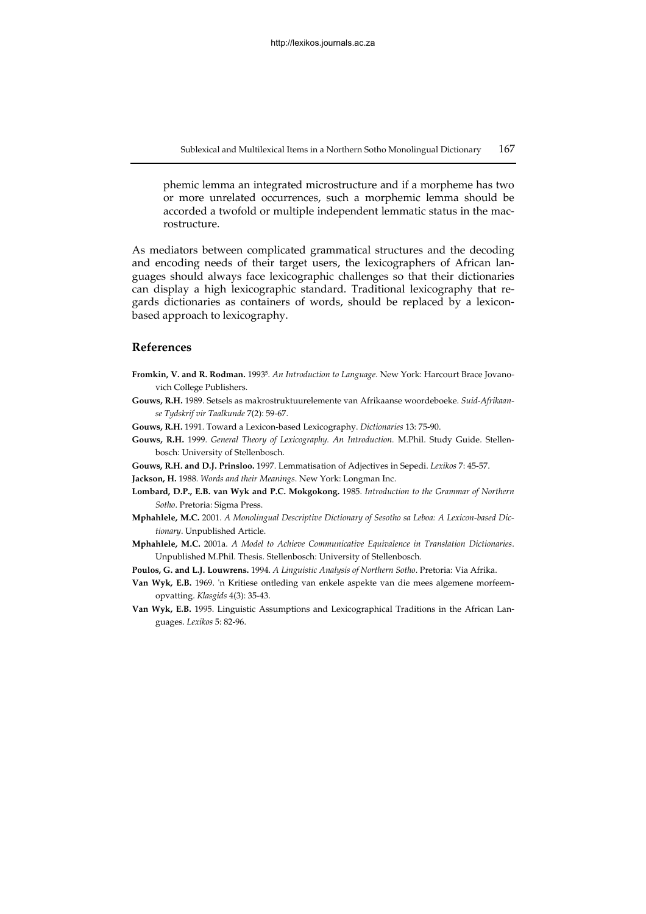phemic lemma an integrated microstructure and if a morpheme has two or more unrelated occurrences, such a morphemic lemma should be accorded a twofold or multiple independent lemmatic status in the macrostructure.

As mediators between complicated grammatical structures and the decoding and encoding needs of their target users, the lexicographers of African languages should always face lexicographic challenges so that their dictionaries can display a high lexicographic standard. Traditional lexicography that regards dictionaries as containers of words, should be replaced by a lexicon-based approach to lexicography.

## References

**Fromkin, V. and R. Rodman.** 1993[5]. *An Introduction to Language.* New York: Harcourt Brace Jovanovich College Publishers.

**Gouws, R.H.** 1989. Setsels as makrostruktuurelemente van Afrikaanse woordeboeke. *Suid-Afrikaanse Tydskrif vir Taalkunde* 7(2): 59-67.

**Gouws, R.H.** 1991. Toward a Lexicon-based Lexicography. *Dictionaries* 13: 75-90.

**Gouws, R.H.** 1999. *General Theory of Lexicography. An Introduction.* M.Phil. Study Guide. Stellenbosch: University of Stellenbosch.

**Gouws, R.H. and D.J. Prinsloo.** 1997. Lemmatisation of Adjectives in Sepedi. *Lexikos* 7: 45-57.

**Jackson, H.** 1988. *Words and their Meanings*. New York: Longman Inc.

**Lombard, D.P., E.B. van Wyk and P.C. Mokgokong.** 1985. *Introduction to the Grammar of Northern Sotho*. Pretoria: Sigma Press.

**Mphahlele, M.C.** 2001. *A Monolingual Descriptive Dictionary of Sesotho sa Leboa: A Lexicon-based Dictionary*. Unpublished Article.

**Mphahlele, M.C.** 2001a. *A Model to Achieve Communicative Equivalence in Translation Dictionaries*. Unpublished M.Phil. Thesis. Stellenbosch: University of Stellenbosch.

**Poulos, G. and L.J. Louwrens.** 1994. *A Linguistic Analysis of Northern Sotho*. Pretoria: Via Afrika.

**Van Wyk, E.B.** 1969. 'n Kritiese ontleding van enkele aspekte van die mees algemene morfeemopvatting. *Klasgids* 4(3): 35-43.

**Van Wyk, E.B.** 1995. Linguistic Assumptions and Lexicographical Traditions in the African Languages. *Lexikos* 5: 82-96.